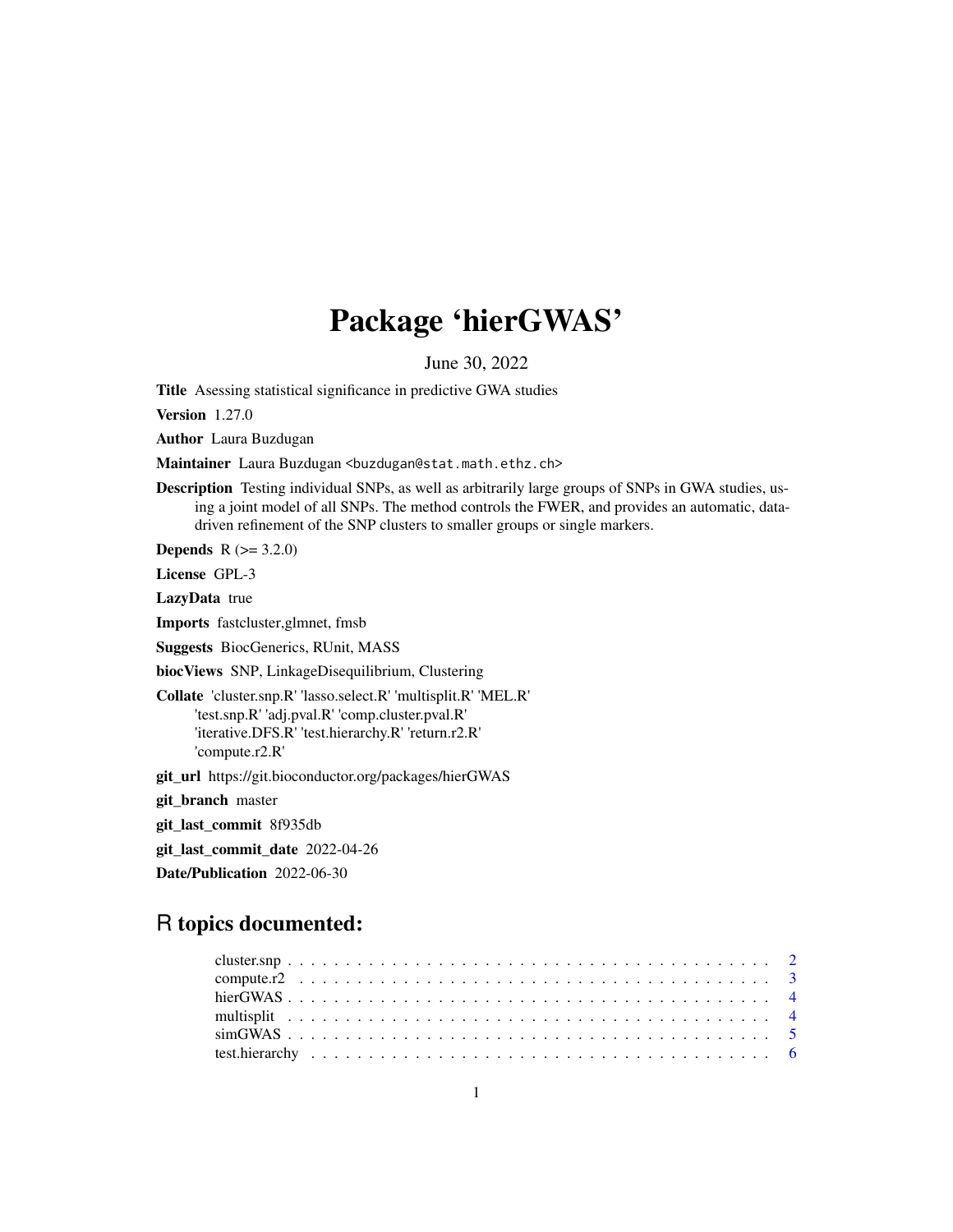# Package 'hierGWAS'

June 30, 2022

**Title** Asessing statistical significance in predictive GWA studies

**Version** 1.27.0

**Author** Laura Buzdugan

**Maintainer** Laura Buzdugan <buzdugan@stat.math.ethz.ch>

**Description** Testing individual SNPs, as well as arbitrarily large groups of SNPs in GWA studies, using a joint model of all SNPs. The method controls the FWER, and provides an automatic, data-driven refinement of the SNP clusters to smaller groups or single markers.

**Depends** R (>= 3.2.0)

**License** GPL-3

**LazyData** true

**Imports** fastcluster,glmnet, fmsb

**Suggests** BiocGenerics, RUnit, MASS

**biocViews** SNP, LinkageDisequilibrium, Clustering

**Collate** 'cluster.snp.R' 'lasso.select.R' 'multisplit.R' 'MEL.R' 'test.snp.R' 'adj.pval.R' 'comp.cluster.pval.R' 'iterative.DFS.R' 'test.hierarchy.R' 'return.r2.R' 'compute.r2.R'

**git_url** https://git.bioconductor.org/packages/hierGWAS

**git_branch** master

**git_last_commit** 8f935db

**git_last_commit_date** 2022-04-26

**Date/Publication** 2022-06-30

## R topics documented:

- cluster.snp . . . . . . . . . . . . . . . . . . . . . . . . . . . . . . . . . . . . . . . 2
- compute.r2 . . . . . . . . . . . . . . . . . . . . . . . . . . . . . . . . . . . . . . . 3
- hierGWAS . . . . . . . . . . . . . . . . . . . . . . . . . . . . . . . . . . . . . . . 4
- multisplit . . . . . . . . . . . . . . . . . . . . . . . . . . . . . . . . . . . . . . . 4
- simGWAS . . . . . . . . . . . . . . . . . . . . . . . . . . . . . . . . . . . . . . . 5
- test.hierarchy . . . . . . . . . . . . . . . . . . . . . . . . . . . . . . . . . . . . . . . 6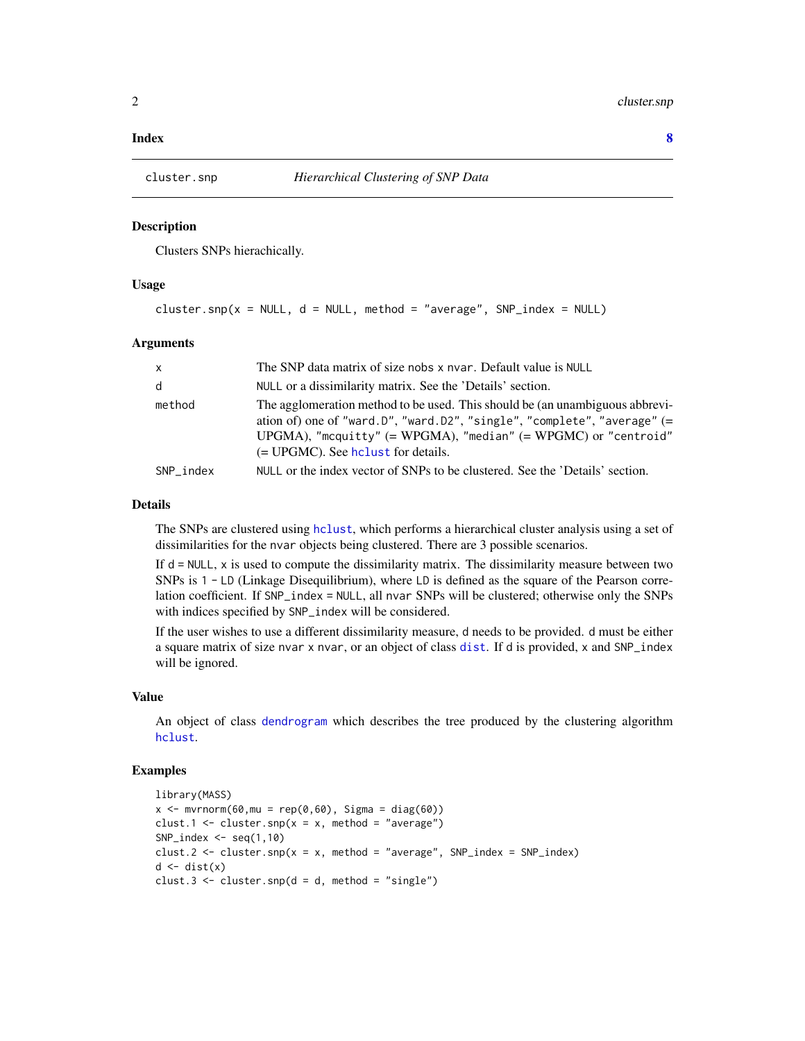**Index** **8**

---

cluster.snp *Hierarchical Clustering of SNP Data*

---

## Description

Clusters SNPs hierachically.

## Usage

```
cluster.snp(x = NULL, d = NULL, method = "average", SNP_index = NULL)
```

## Arguments

| | |
|---|---|
| x | The SNP data matrix of size nobs x nvar. Default value is NULL |
| d | NULL or a dissimilarity matrix. See the 'Details' section. |
| method | The agglomeration method to be used. This should be (an unambiguous abbreviation of) one of "ward.D", "ward.D2", "single", "complete", "average" (= UPGMA), "mcquitty" (= WPGMA), "median" (= WPGMC) or "centroid" (= UPGMC). See hclust for details. |
| SNP_index | NULL or the index vector of SNPs to be clustered. See the 'Details' section. |

## Details

The SNPs are clustered using hclust, which performs a hierarchical cluster analysis using a set of dissimilarities for the nvar objects being clustered. There are 3 possible scenarios.

If d = NULL, x is used to compute the dissimilarity matrix. The dissimilarity measure between two SNPs is 1 - LD (Linkage Disequilibrium), where LD is defined as the square of the Pearson correlation coefficient. If SNP_index = NULL, all nvar SNPs will be clustered; otherwise only the SNPs with indices specified by SNP_index will be considered.

If the user wishes to use a different dissimilarity measure, d needs to be provided. d must be either a square matrix of size nvar x nvar, or an object of class dist. If d is provided, x and SNP_index will be ignored.

## Value

An object of class dendrogram which describes the tree produced by the clustering algorithm hclust.

## Examples

```
library(MASS)
x <- mvrnorm(60,mu = rep(0,60), Sigma = diag(60))
clust.1 <- cluster.snp(x = x, method = "average")
SNP_index <- seq(1,10)
clust.2 <- cluster.snp(x = x, method = "average", SNP_index = SNP_index)
d <- dist(x)
clust.3 <- cluster.snp(d = d, method = "single")
```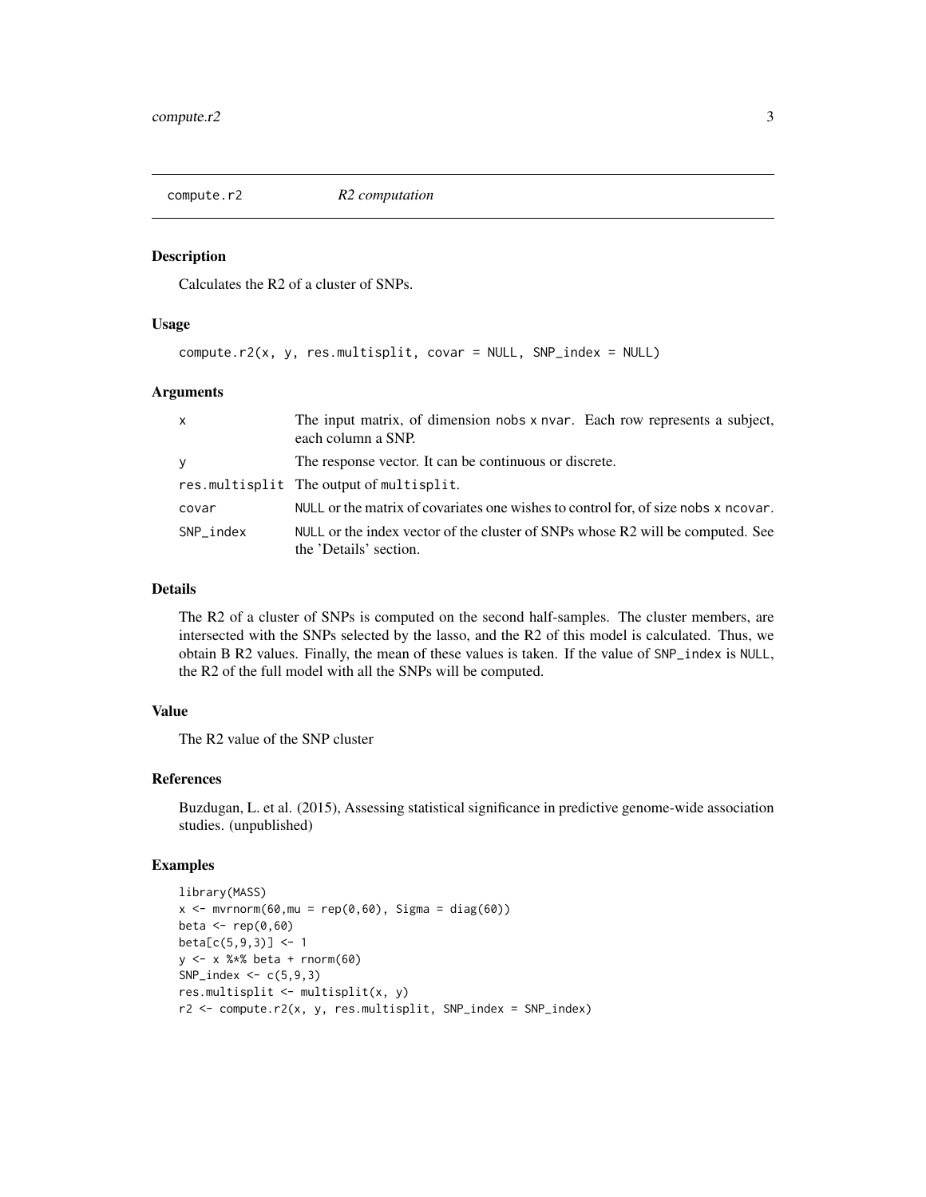## compute.r2 — *R2 computation*

### Description

Calculates the R2 of a cluster of SNPs.

### Usage

```
compute.r2(x, y, res.multisplit, covar = NULL, SNP_index = NULL)
```

### Arguments

| Argument | Description |
|---|---|
| x | The input matrix, of dimension nobs x nvar. Each row represents a subject, each column a SNP. |
| y | The response vector. It can be continuous or discrete. |
| res.multisplit | The output of multisplit. |
| covar | NULL or the matrix of covariates one wishes to control for, of size nobs x ncovar. |
| SNP_index | NULL or the index vector of the cluster of SNPs whose R2 will be computed. See the 'Details' section. |

### Details

The R2 of a cluster of SNPs is computed on the second half-samples. The cluster members, are intersected with the SNPs selected by the lasso, and the R2 of this model is calculated. Thus, we obtain B R2 values. Finally, the mean of these values is taken. If the value of SNP_index is NULL, the R2 of the full model with all the SNPs will be computed.

### Value

The R2 value of the SNP cluster

### References

Buzdugan, L. et al. (2015), Assessing statistical significance in predictive genome-wide association studies. (unpublished)

### Examples

```
library(MASS)
x <- mvrnorm(60,mu = rep(0,60), Sigma = diag(60))
beta <- rep(0,60)
beta[c(5,9,3)] <- 1
y <- x %*% beta + rnorm(60)
SNP_index <- c(5,9,3)
res.multisplit <- multisplit(x, y)
r2 <- compute.r2(x, y, res.multisplit, SNP_index = SNP_index)
```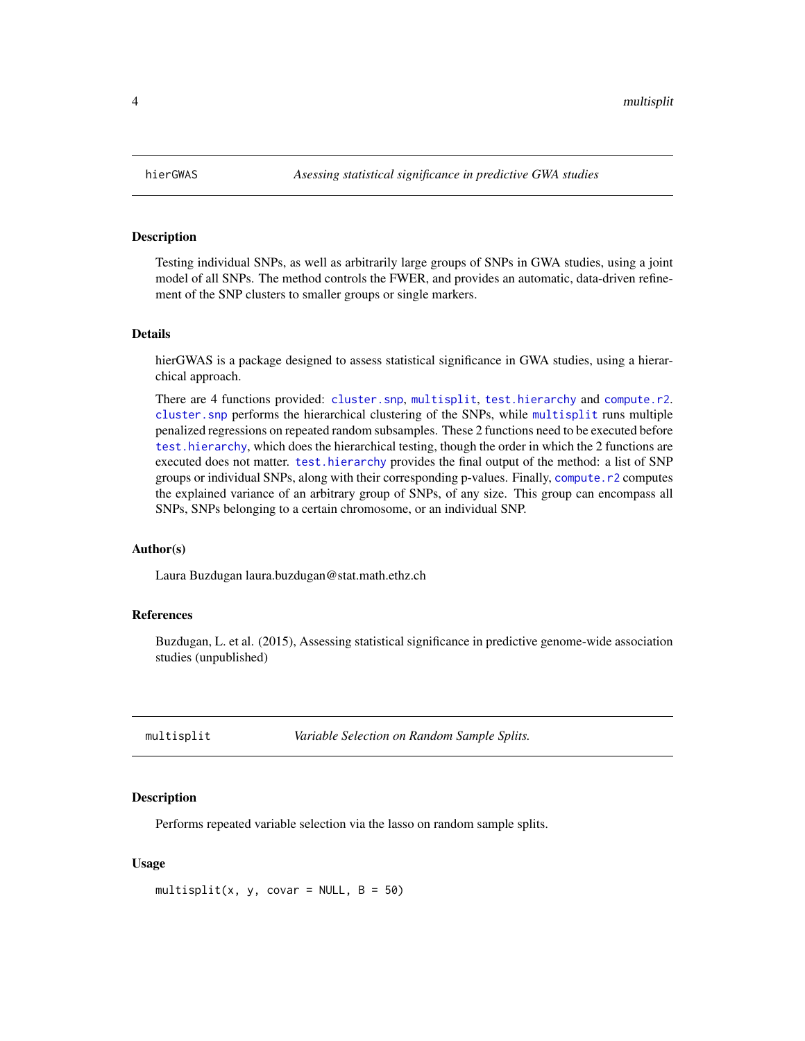## hierGWAS — *Asessing statistical significance in predictive GWA studies*

### Description

Testing individual SNPs, as well as arbitrarily large groups of SNPs in GWA studies, using a joint model of all SNPs. The method controls the FWER, and provides an automatic, data-driven refinement of the SNP clusters to smaller groups or single markers.

### Details

hierGWAS is a package designed to assess statistical significance in GWA studies, using a hierarchical approach.

There are 4 functions provided: `cluster.snp`, `multisplit`, `test.hierarchy` and `compute.r2`. `cluster.snp` performs the hierarchical clustering of the SNPs, while `multisplit` runs multiple penalized regressions on repeated random subsamples. These 2 functions need to be executed before `test.hierarchy`, which does the hierarchical testing, though the order in which the 2 functions are executed does not matter. `test.hierarchy` provides the final output of the method: a list of SNP groups or individual SNPs, along with their corresponding p-values. Finally, `compute.r2` computes the explained variance of an arbitrary group of SNPs, of any size. This group can encompass all SNPs, SNPs belonging to a certain chromosome, or an individual SNP.

### Author(s)

Laura Buzdugan laura.buzdugan@stat.math.ethz.ch

### References

Buzdugan, L. et al. (2015), Assessing statistical significance in predictive genome-wide association studies (unpublished)

## multisplit — *Variable Selection on Random Sample Splits.*

### Description

Performs repeated variable selection via the lasso on random sample splits.

### Usage

```
multisplit(x, y, covar = NULL, B = 50)
```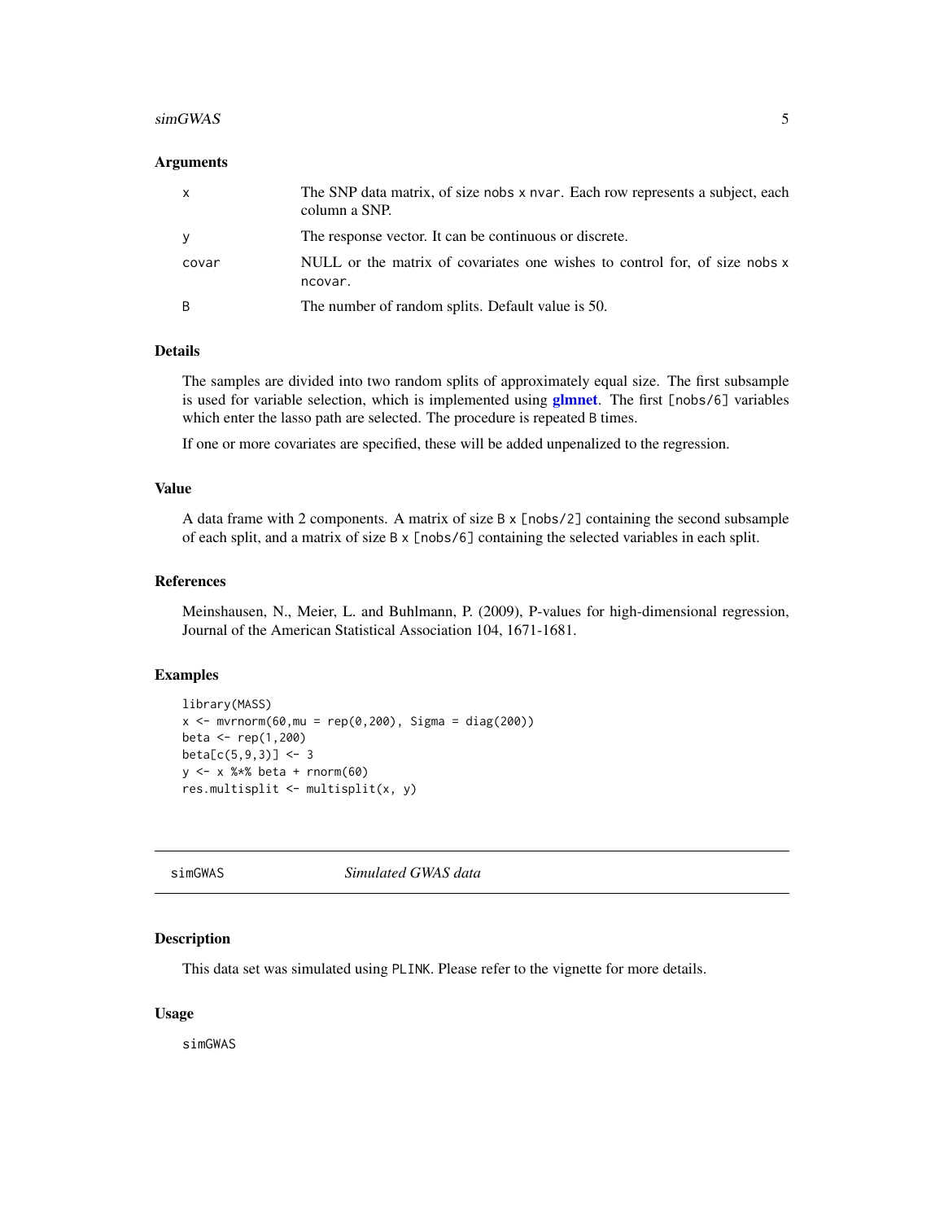### Arguments

| | |
|---|---|
| x | The SNP data matrix, of size nobs x nvar. Each row represents a subject, each column a SNP. |
| y | The response vector. It can be continuous or discrete. |
| covar | NULL or the matrix of covariates one wishes to control for, of size nobs x ncovar. |
| B | The number of random splits. Default value is 50. |

### Details

The samples are divided into two random splits of approximately equal size. The first subsample is used for variable selection, which is implemented using **glmnet**. The first [nobs/6] variables which enter the lasso path are selected. The procedure is repeated B times.

If one or more covariates are specified, these will be added unpenalized to the regression.

### Value

A data frame with 2 components. A matrix of size B x [nobs/2] containing the second subsample of each split, and a matrix of size B x [nobs/6] containing the selected variables in each split.

### References

Meinshausen, N., Meier, L. and Buhlmann, P. (2009), P-values for high-dimensional regression, Journal of the American Statistical Association 104, 1671-1681.

### Examples

```
library(MASS)
x <- mvrnorm(60,mu = rep(0,200), Sigma = diag(200))
beta <- rep(1,200)
beta[c(5,9,3)] <- 3
y <- x %*% beta + rnorm(60)
res.multisplit <- multisplit(x, y)
```

---

## simGWAS *Simulated GWAS data*

### Description

This data set was simulated using PLINK. Please refer to the vignette for more details.

### Usage

```
simGWAS
```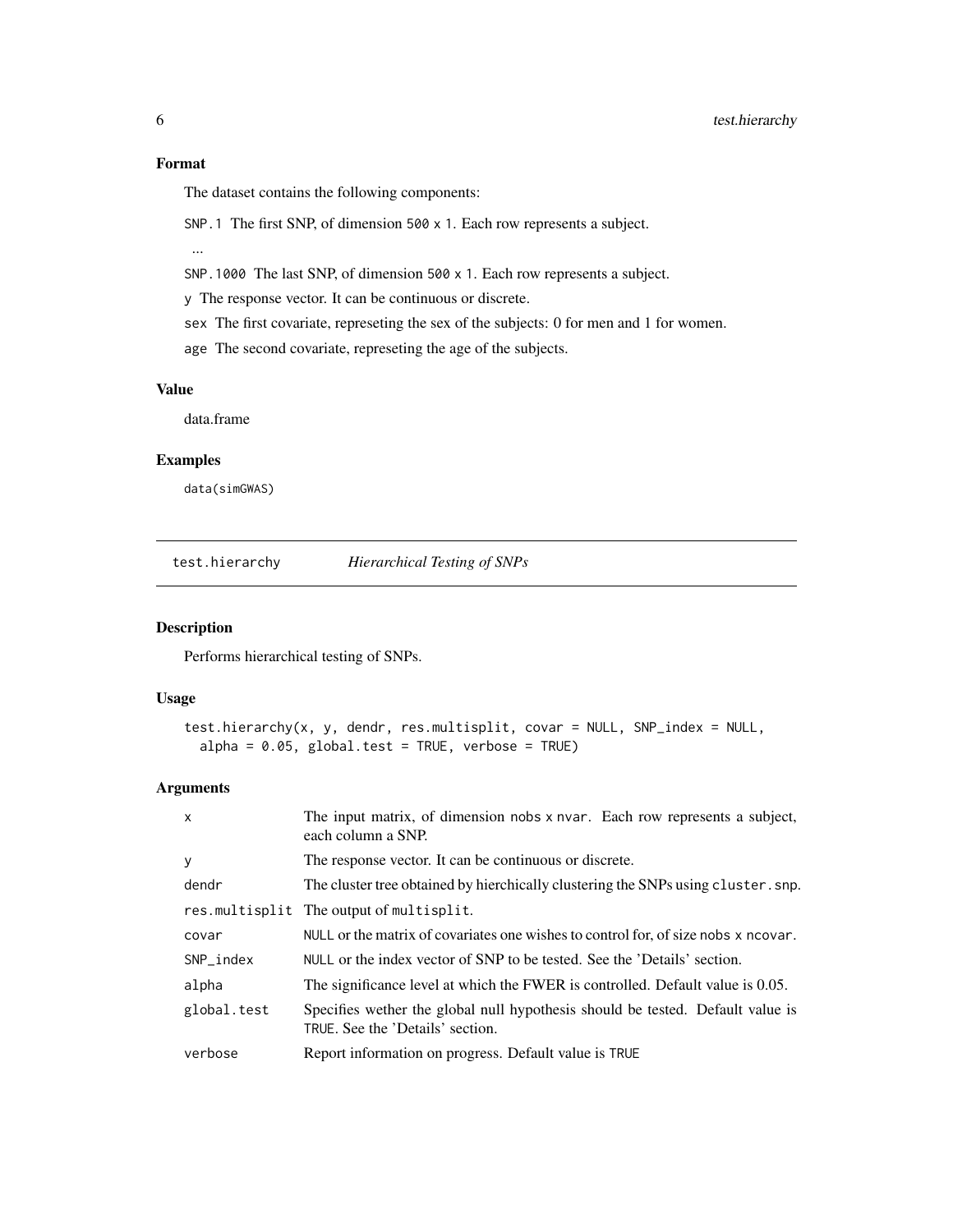### Format

The dataset contains the following components:

SNP.1 The first SNP, of dimension 500 x 1. Each row represents a subject.

...

SNP.1000 The last SNP, of dimension 500 x 1. Each row represents a subject.

y The response vector. It can be continuous or discrete.

sex The first covariate, represeting the sex of the subjects: 0 for men and 1 for women.

age The second covariate, represeting the age of the subjects.

### Value

data.frame

### Examples

```
data(simGWAS)
```

---

## test.hierarchy    *Hierarchical Testing of SNPs*

---

### Description

Performs hierarchical testing of SNPs.

### Usage

```
test.hierarchy(x, y, dendr, res.multisplit, covar = NULL, SNP_index = NULL,
  alpha = 0.05, global.test = TRUE, verbose = TRUE)
```

### Arguments

| | |
|---|---|
| x | The input matrix, of dimension nobs x nvar. Each row represents a subject, each column a SNP. |
| y | The response vector. It can be continuous or discrete. |
| dendr | The cluster tree obtained by hierchically clustering the SNPs using cluster.snp. |
| res.multisplit | The output of multisplit. |
| covar | NULL or the matrix of covariates one wishes to control for, of size nobs x ncovar. |
| SNP_index | NULL or the index vector of SNP to be tested. See the 'Details' section. |
| alpha | The significance level at which the FWER is controlled. Default value is 0.05. |
| global.test | Specifies wether the global null hypothesis should be tested. Default value is TRUE. See the 'Details' section. |
| verbose | Report information on progress. Default value is TRUE |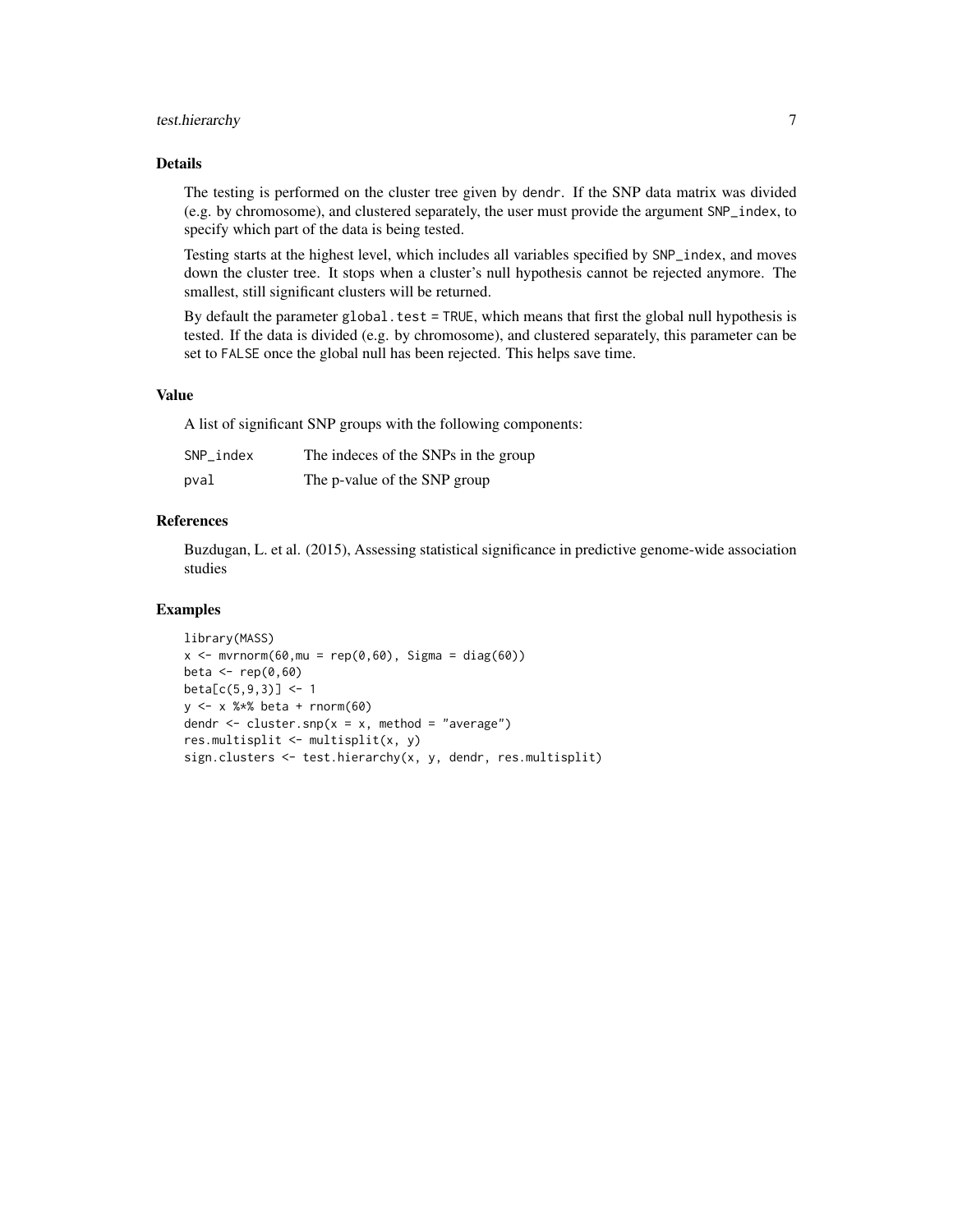### Details

The testing is performed on the cluster tree given by `dendr`. If the SNP data matrix was divided (e.g. by chromosome), and clustered separately, the user must provide the argument `SNP_index`, to specify which part of the data is being tested.

Testing starts at the highest level, which includes all variables specified by `SNP_index`, and moves down the cluster tree. It stops when a cluster's null hypothesis cannot be rejected anymore. The smallest, still significant clusters will be returned.

By default the parameter `global.test = TRUE`, which means that first the global null hypothesis is tested. If the data is divided (e.g. by chromosome), and clustered separately, this parameter can be set to `FALSE` once the global null has been rejected. This helps save time.

### Value

A list of significant SNP groups with the following components:

| | |
|---|---|
| `SNP_index` | The indeces of the SNPs in the group |
| `pval` | The p-value of the SNP group |

### References

Buzdugan, L. et al. (2015), Assessing statistical significance in predictive genome-wide association studies

### Examples

```
library(MASS)
x <- mvrnorm(60,mu = rep(0,60), Sigma = diag(60))
beta <- rep(0,60)
beta[c(5,9,3)] <- 1
y <- x %*% beta + rnorm(60)
dendr <- cluster.snp(x = x, method = "average")
res.multisplit <- multisplit(x, y)
sign.clusters <- test.hierarchy(x, y, dendr, res.multisplit)
```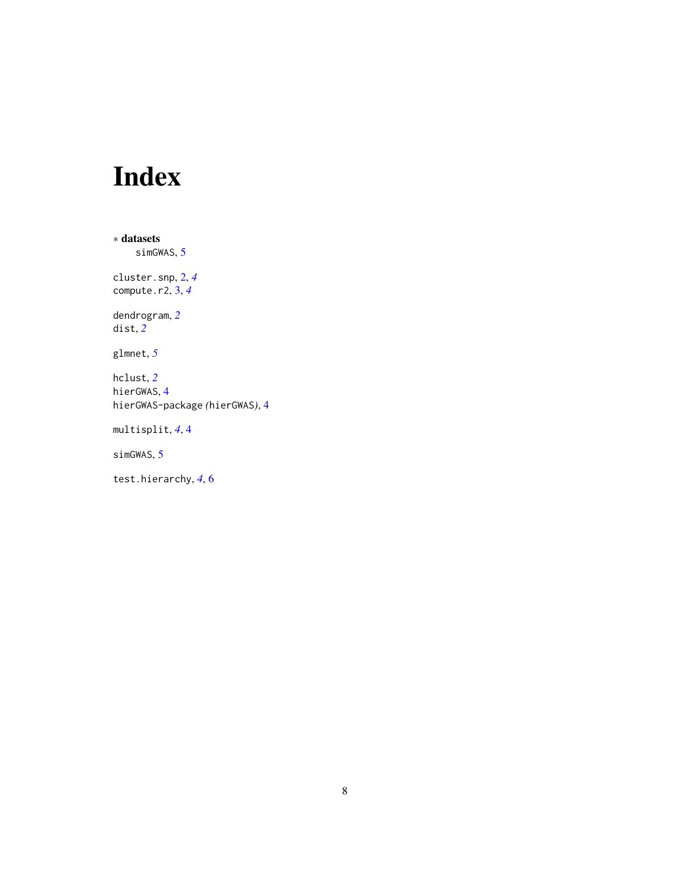# Index

∗ **datasets**
  simGWAS, 5

cluster.snp, 2, *4*
compute.r2, 3, *4*

dendrogram, *2*
dist, *2*

glmnet, *5*

hclust, *2*
hierGWAS, 4
hierGWAS-package *(*hierGWAS*)*, 4

multisplit, *4*, 4

simGWAS, 5

test.hierarchy, *4*, 6